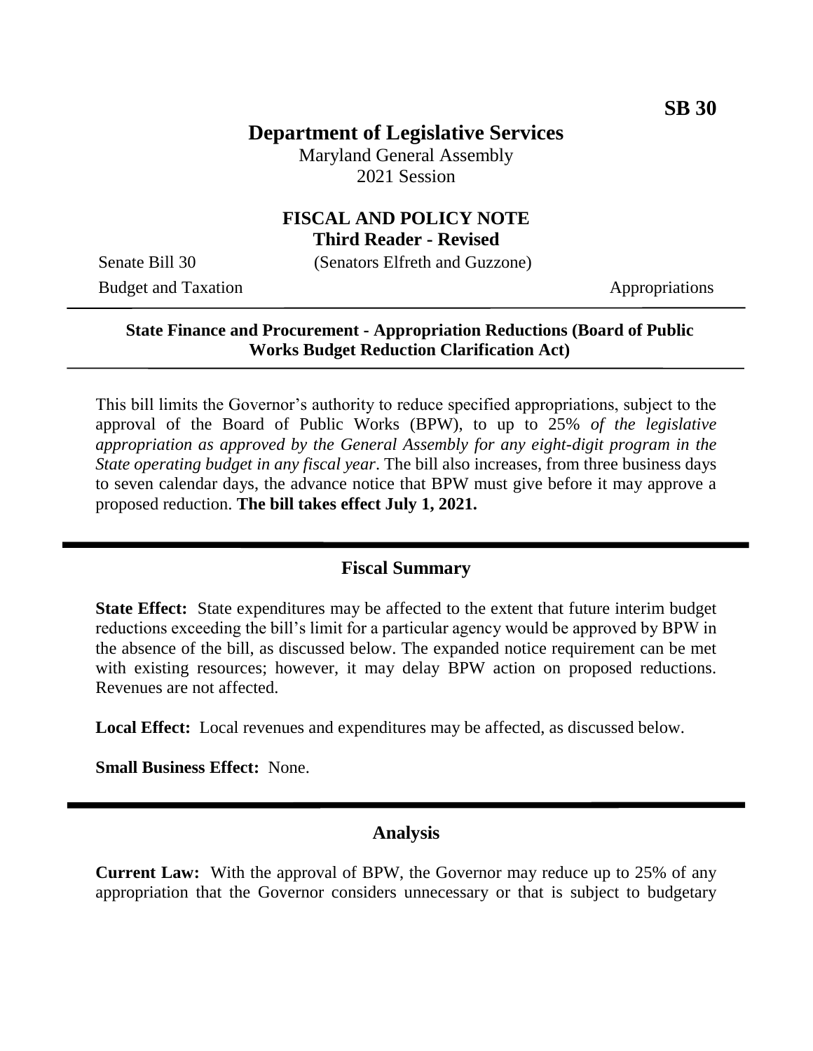**SB 30**

# Department of Legislative Services

Maryland General Assembly
2021 Session

## FISCAL AND POLICY NOTE
**Third Reader - Revised**

Senate Bill 30 (Senators Elfreth and Guzzone)

Budget and Taxation Appropriations

---

**State Finance and Procurement - Appropriation Reductions (Board of Public Works Budget Reduction Clarification Act)**

---

This bill limits the Governor's authority to reduce specified appropriations, subject to the approval of the Board of Public Works (BPW), to up to 25% *of the legislative appropriation as approved by the General Assembly for any eight-digit program in the State operating budget in any fiscal year*. The bill also increases, from three business days to seven calendar days, the advance notice that BPW must give before it may approve a proposed reduction. **The bill takes effect July 1, 2021.**

---

## Fiscal Summary

**State Effect:** State expenditures may be affected to the extent that future interim budget reductions exceeding the bill's limit for a particular agency would be approved by BPW in the absence of the bill, as discussed below. The expanded notice requirement can be met with existing resources; however, it may delay BPW action on proposed reductions. Revenues are not affected.

**Local Effect:** Local revenues and expenditures may be affected, as discussed below.

**Small Business Effect:** None.

---

## Analysis

**Current Law:** With the approval of BPW, the Governor may reduce up to 25% of any appropriation that the Governor considers unnecessary or that is subject to budgetary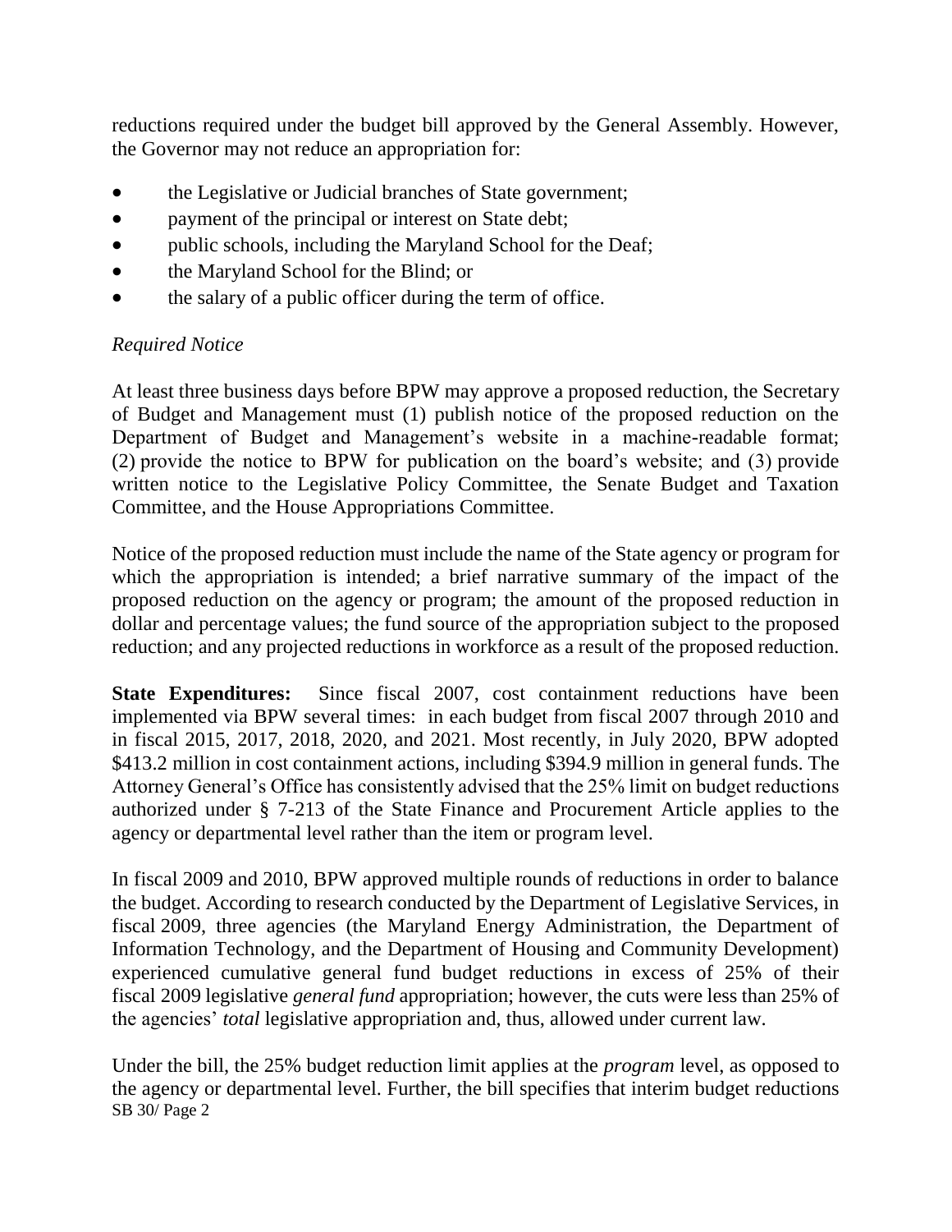reductions required under the budget bill approved by the General Assembly. However, the Governor may not reduce an appropriation for:

- the Legislative or Judicial branches of State government;
- payment of the principal or interest on State debt;
- public schools, including the Maryland School for the Deaf;
- the Maryland School for the Blind; or
- the salary of a public officer during the term of office.

*Required Notice*

At least three business days before BPW may approve a proposed reduction, the Secretary of Budget and Management must (1) publish notice of the proposed reduction on the Department of Budget and Management's website in a machine-readable format; (2) provide the notice to BPW for publication on the board's website; and (3) provide written notice to the Legislative Policy Committee, the Senate Budget and Taxation Committee, and the House Appropriations Committee.

Notice of the proposed reduction must include the name of the State agency or program for which the appropriation is intended; a brief narrative summary of the impact of the proposed reduction on the agency or program; the amount of the proposed reduction in dollar and percentage values; the fund source of the appropriation subject to the proposed reduction; and any projected reductions in workforce as a result of the proposed reduction.

**State Expenditures:** Since fiscal 2007, cost containment reductions have been implemented via BPW several times: in each budget from fiscal 2007 through 2010 and in fiscal 2015, 2017, 2018, 2020, and 2021. Most recently, in July 2020, BPW adopted $413.2 million in cost containment actions, including $394.9 million in general funds. The Attorney General's Office has consistently advised that the 25% limit on budget reductions authorized under § 7-213 of the State Finance and Procurement Article applies to the agency or departmental level rather than the item or program level.

In fiscal 2009 and 2010, BPW approved multiple rounds of reductions in order to balance the budget. According to research conducted by the Department of Legislative Services, in fiscal 2009, three agencies (the Maryland Energy Administration, the Department of Information Technology, and the Department of Housing and Community Development) experienced cumulative general fund budget reductions in excess of 25% of their fiscal 2009 legislative *general fund* appropriation; however, the cuts were less than 25% of the agencies' *total* legislative appropriation and, thus, allowed under current law.

Under the bill, the 25% budget reduction limit applies at the *program* level, as opposed to the agency or departmental level. Further, the bill specifies that interim budget reductions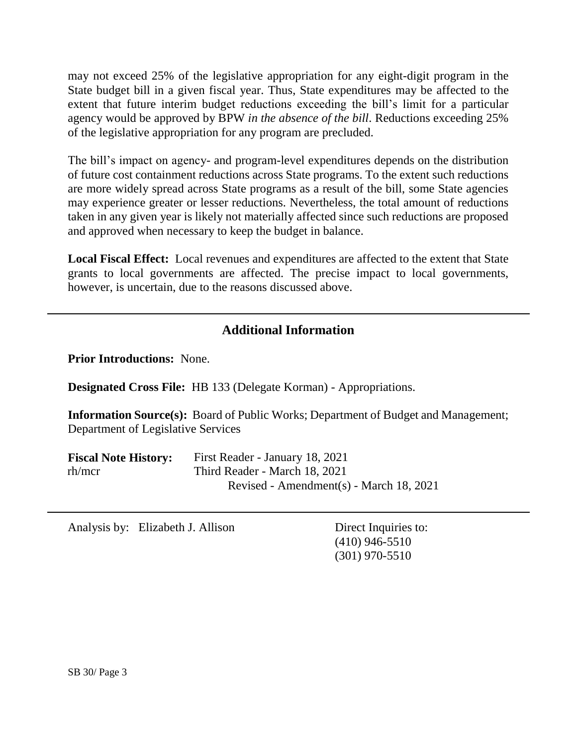may not exceed 25% of the legislative appropriation for any eight-digit program in the State budget bill in a given fiscal year. Thus, State expenditures may be affected to the extent that future interim budget reductions exceeding the bill's limit for a particular agency would be approved by BPW *in the absence of the bill*. Reductions exceeding 25% of the legislative appropriation for any program are precluded.

The bill's impact on agency- and program-level expenditures depends on the distribution of future cost containment reductions across State programs. To the extent such reductions are more widely spread across State programs as a result of the bill, some State agencies may experience greater or lesser reductions. Nevertheless, the total amount of reductions taken in any given year is likely not materially affected since such reductions are proposed and approved when necessary to keep the budget in balance.

**Local Fiscal Effect:** Local revenues and expenditures are affected to the extent that State grants to local governments are affected. The precise impact to local governments, however, is uncertain, due to the reasons discussed above.

## Additional Information

**Prior Introductions:** None.

**Designated Cross File:** HB 133 (Delegate Korman) - Appropriations.

**Information Source(s):** Board of Public Works; Department of Budget and Management; Department of Legislative Services

**Fiscal Note History:** First Reader - January 18, 2021
rh/mcr Third Reader - March 18, 2021
Revised - Amendment(s) - March 18, 2021

Analysis by: Elizabeth J. Allison

Direct Inquiries to:
(410) 946-5510
(301) 970-5510